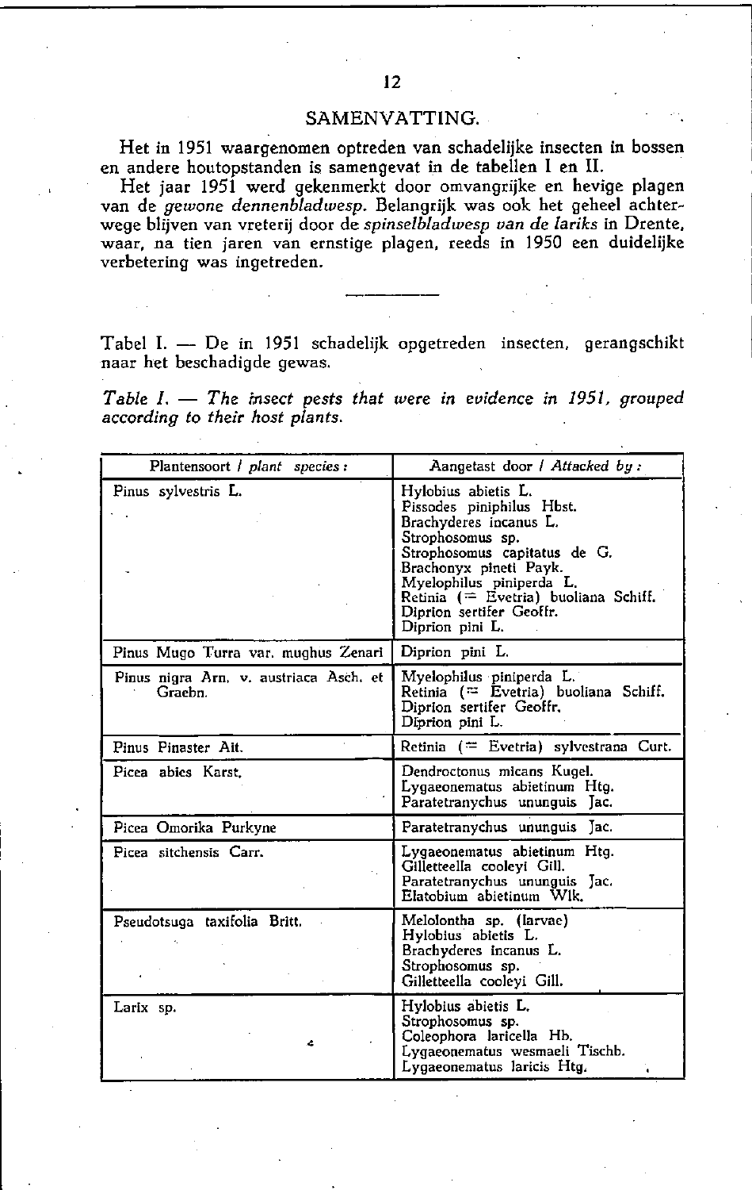## SAMENVATTING.

Het in 1951 waargenomen optreden van schadelijke insecten in bossen en andere houtopstanden is samengevat in de tabellen I en II.

Het jaar 1951 werd gekenmerkt door omvangrijke en hevige plagen van de *gewone dennenbladwesp*. Belangrijk was ook het geheel achterwege blijven van vreterij door de *spinselbladwesp van de lariks* in Drente, waar, na tien jaren van ernstige plagen, reeds in 1950 een duidelijke verbetering was ingetreden.

---

Tabel I. — De in 1951 schadelijk opgetreden insecten, gerangschikt naar het beschadigde gewas.

*Table I. — The insect pests that were in evidence in 1951, grouped according to their host plants.*

| Plantensoort / *plant species* : | Aangetast door / *Attacked by* : |
|---|---|
| Pinus sylvestris L. | Hylobius abietis L.<br>Pissodes piniphilus Hbst.<br>Brachyderes incanus L.<br>Strophosomus sp.<br>Strophosomus capitatus de G.<br>Brachonyx pineti Payk.<br>Myelophilus piniperda L.<br>Retinia (= Evetria) buoliana Schiff.<br>Diprion sertifer Geoffr.<br>Diprion pini L. |
| Pinus Mugo Turra var. mughus Zenari | Diprion pini L. |
| Pinus nigra Arn. v. austriaca Asch. et Graebn. | Myelophilus piniperda L.<br>Retinia (= Evetria) buoliana Schiff.<br>Diprion sertifer Geoffr.<br>Diprion pini L. |
| Pinus Pinaster Ait. | Retinia (= Evetria) sylvestrana Curt. |
| Picea abies Karst. | Dendroctonus micans Kugel.<br>Lygaeonematus abietinum Htg.<br>Paratetranychus ununguis Jac. |
| Picea Omorika Purkyne | Paratetranychus ununguis Jac. |
| Picea sitchensis Carr. | Lygaeonematus abietinum Htg.<br>Gilletteella cooleyi Gill.<br>Paratetranychus ununguis Jac.<br>Elatobium abietinum Wlk. |
| Pseudotsuga taxifolia Britt. | Melolontha sp. (larvae)<br>Hylobius abietis L.<br>Brachyderes incanus L.<br>Strophosomus sp.<br>Gilletteella cooleyi Gill. |
| Larix sp. | Hylobius abietis L.<br>Strophosomus sp.<br>Coleophora laricella Hb.<br>Lygaeonematus wesmaeli Tischb.<br>Lygaeonematus laricis Htg. |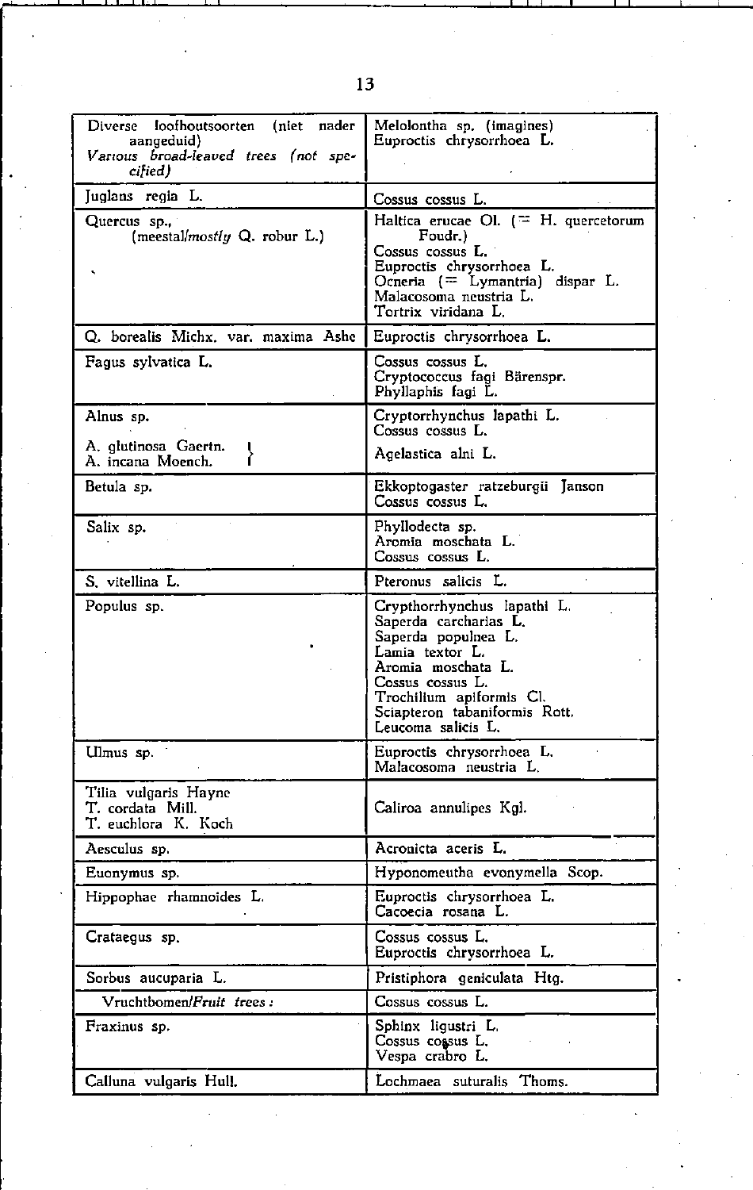| | |
|---|---|
| Diverse loofhoutsoorten (niet nader aangeduid)<br>*Various broad-leaved trees (not specified)* | Melolontha sp. (imagines)<br>Euproctis chrysorrhoea L. |
| Juglans regia L. | Cossus cossus L. |
| Quercus sp.,<br>(meestal/*mostly* Q. robur L.) | Haltica erucae Ol. (= H. quercetorum Foudr.)<br>Cossus cossus L.<br>Euproctis chrysorrhoea L.<br>Ocneria (= Lymantria) dispar L.<br>Malacosoma neustria L.<br>Tortrix viridana L. |
| Q. borealis Michx. var. maxima Ashe | Euproctis chrysorrhoea L. |
| Fagus sylvatica L. | Cossus cossus L.<br>Cryptococcus fagi Bärenspr.<br>Phyllaphis fagi L. |
| Alnus sp.<br><br>A. glutinosa Gaertn.<br>A. incana Moench. | Cryptorrhynchus lapathi L.<br>Cossus cossus L.<br>Agelastica alni L. |
| Betula sp. | Ekkoptogaster ratzeburgii Janson<br>Cossus cossus L. |
| Salix sp. | Phyllodecta sp.<br>Aromia moschata L.<br>Cossus cossus L. |
| S. vitellina L. | Pteronus salicis L. |
| Populus sp. | Crypthorrhynchus lapathi L.<br>Saperda carcharias L.<br>Saperda populnea L.<br>Lamia textor L.<br>Aromia moschata L.<br>Cossus cossus L.<br>Trochilium apiformis Cl.<br>Sciapteron tabaniformis Rott.<br>Leucoma salicis L. |
| Ulmus sp. | Euproctis chrysorrhoea L.<br>Malacosoma neustria L. |
| Tilia vulgaris Hayne<br>T. cordata Mill.<br>T. euchlora K. Koch | Caliroa annulipes Kgl. |
| Aesculus sp. | Acronicta aceris L. |
| Euonymus sp. | Hyponomeutha evonymella Scop. |
| Hippophae rhamnoides L. | Euproctis chrysorrhoea L.<br>Cacoecia rosana L. |
| Crataegus sp. | Cossus cossus L.<br>Euproctis chrysorrhoea L. |
| Sorbus aucuparia L. | Pristiphora geniculata Htg. |
| Vruchtbomen/*Fruit trees:* | Cossus cossus L. |
| Fraxinus sp. | Sphinx ligustri L.<br>Cossus cossus L.<br>Vespa crabro L. |
| Calluna vulgaris Hull. | Lochmaea suturalis Thoms. |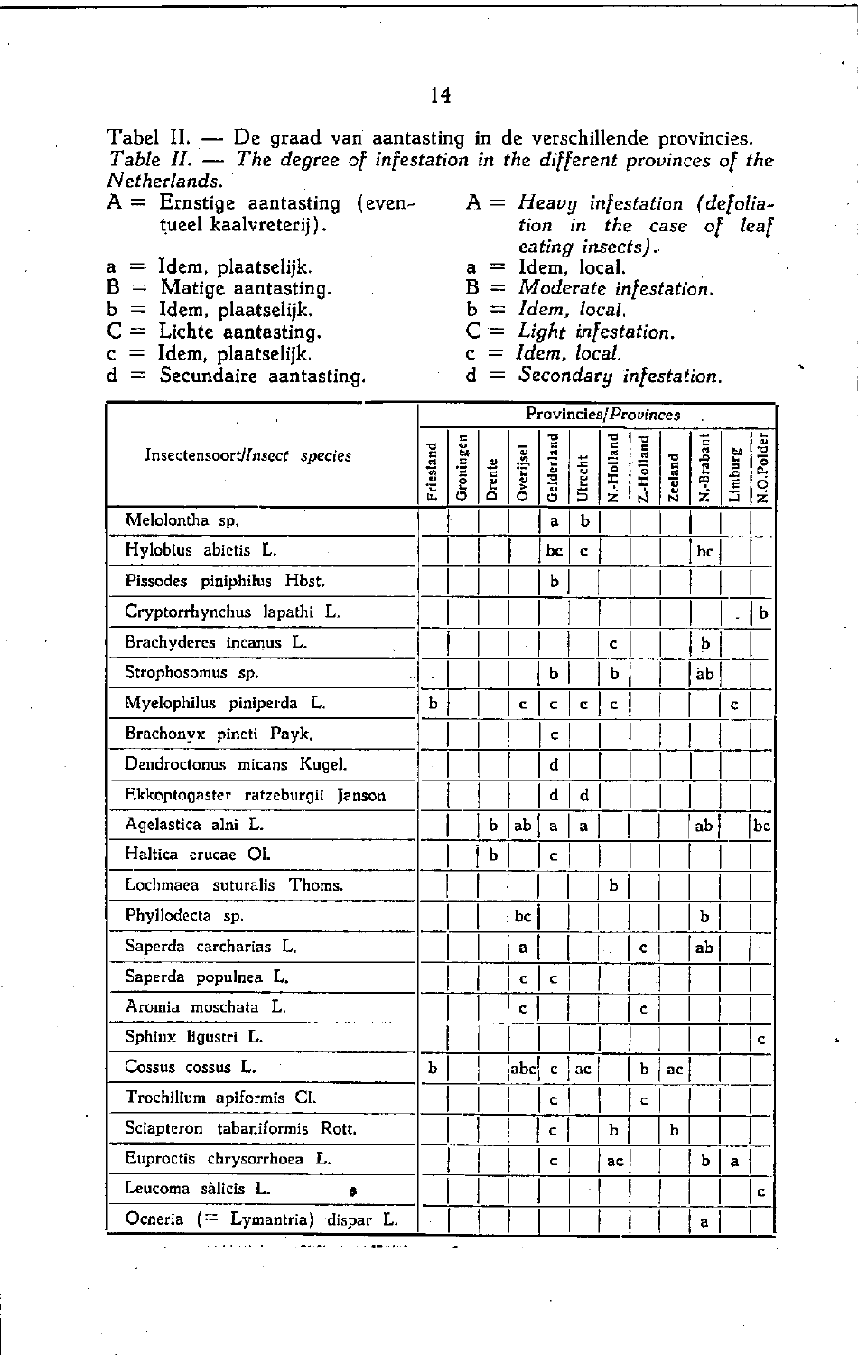Tabel II. — De graad van aantasting in de verschillende provincies.
*Table II. — The degree of infestation in the different provinces of the Netherlands.*

A = Ernstige aantasting (eventueel kaalvreterij).
a = Idem, plaatselijk.
B = Matige aantasting.
b = Idem, plaatselijk.
C = Lichte aantasting.
c = Idem, plaatselijk.
d = Secundaire aantasting.

A = *Heavy infestation (defoliation in the case of leaf eating insects).*
a = Idem, local.
B = *Moderate infestation.*
b = *Idem, local.*
C = *Light infestation.*
c = *Idem, local.*
d = *Secondary infestation.*

| Insectensoort/*Insect species* | Provincies/*Provinces* | | | | | | | | | | | |
|---|---|---|---|---|---|---|---|---|---|---|---|---|
| | Friesland | Groningen | Drente | Overijsel | Gelderland | Utrecht | N.-Holland | Z.-Holland | Zeeland | N.-Brabant | Limburg | N.O.Polder |
| Melolontha sp. | | | | | a | b | | | | | | |
| Hylobius abietis L. | | | | | bc | c | | | | bc | | |
| Pissodes piniphilus Hbst. | | | | | b | | | | | | | |
| Cryptorrhynchus lapathi L. | | | | | | | | | | | | b |
| Brachyderes incanus L. | | | | | | | c | | | b | | |
| Strophosomus sp. | | | | | b | | b | | | ab | | |
| Myelophilus piniperda L. | b | | | c | c | c | c | | | | c | |
| Brachonyx pineti Payk. | | | | | c | | | | | | | |
| Dendroctonus micans Kugel. | | | | | d | | | | | | | |
| Ekkoptogaster ratzeburgii Janson | | | | | d | d | | | | | | |
| Agelastica alni L. | | | b | ab | a | a | | | | ab | | bc |
| Haltica erucae Ol. | | | b | | c | | | | | | | |
| Lochmaea suturalis Thoms. | | | | | | | b | | | | | |
| Phyllodecta sp. | | | | bc | | | | | | b | | |
| Saperda carcharias L. | | | | a | | | | c | | ab | | |
| Saperda populnea L. | | | | c | c | | | | | | | |
| Aromia moschata L. | | | | c | | | | c | | | | |
| Sphinx ligustri L. | | | | | | | | | | | | c |
| Cossus cossus L. | b | | | abc | c | ac | | b | ac | | | |
| Trochilium apiformis Cl. | | | | | c | | | c | | | | |
| Sciapteron tabaniformis Rott. | | | | | c | | b | | b | | | |
| Euproctis chrysorrhoea L. | | | | | c | | ac | | | b | a | |
| Leucoma sálicis L. | | | | | | | | | | | | c |
| Ocneria (= Lymantria) dispar L. | | | | | | | | | | a | | |